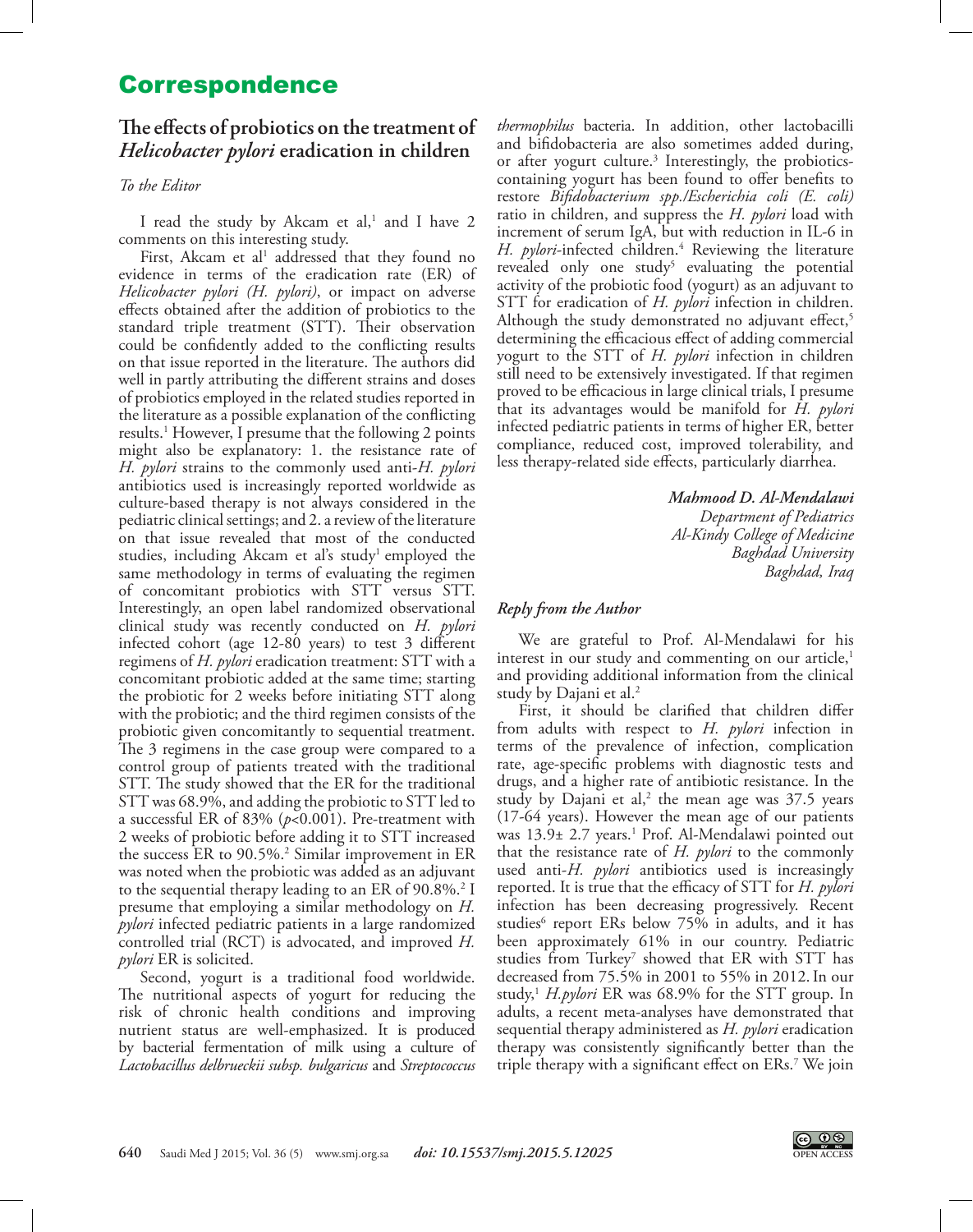# Correspondence

## The effects of probiotics on the treatment of *Helicobacter pylori* eradication in children

*To the Editor*

I read the study by Akcam et al,[1] and I have 2 comments on this interesting study.

First, Akcam et al[1] addressed that they found no evidence in terms of the eradication rate (ER) of *Helicobacter pylori (H. pylori)*, or impact on adverse effects obtained after the addition of probiotics to the standard triple treatment (STT). Their observation could be confidently added to the conflicting results on that issue reported in the literature. The authors did well in partly attributing the different strains and doses of probiotics employed in the related studies reported in the literature as a possible explanation of the conflicting results.[1] However, I presume that the following 2 points might also be explanatory: 1. the resistance rate of *H. pylori* strains to the commonly used anti-*H. pylori* antibiotics used is increasingly reported worldwide as culture-based therapy is not always considered in the pediatric clinical settings; and 2. a review of the literature on that issue revealed that most of the conducted studies, including Akcam et al's study[1] employed the same methodology in terms of evaluating the regimen of concomitant probiotics with STT versus STT. Interestingly, an open label randomized observational clinical study was recently conducted on *H. pylori* infected cohort (age 12-80 years) to test 3 different regimens of *H. pylori* eradication treatment: STT with a concomitant probiotic added at the same time; starting the probiotic for 2 weeks before initiating STT along with the probiotic; and the third regimen consists of the probiotic given concomitantly to sequential treatment. The 3 regimens in the case group were compared to a control group of patients treated with the traditional STT. The study showed that the ER for the traditional STT was 68.9%, and adding the probiotic to STT led to a successful ER of 83% ($p<0.001$). Pre-treatment with 2 weeks of probiotic before adding it to STT increased the success ER to 90.5%.[2] Similar improvement in ER was noted when the probiotic was added as an adjuvant to the sequential therapy leading to an ER of 90.8%.[2] I presume that employing a similar methodology on *H. pylori* infected pediatric patients in a large randomized controlled trial (RCT) is advocated, and improved *H. pylori* ER is solicited.

Second, yogurt is a traditional food worldwide. The nutritional aspects of yogurt for reducing the risk of chronic health conditions and improving nutrient status are well-emphasized. It is produced by bacterial fermentation of milk using a culture of *Lactobacillus delbrueckii subsp. bulgaricus* and *Streptococcus thermophilus* bacteria. In addition, other lactobacilli and bifidobacteria are also sometimes added during, or after yogurt culture.[3] Interestingly, the probiotics-containing yogurt has been found to offer benefits to restore *Bifidobacterium spp./Escherichia coli (E. coli)* ratio in children, and suppress the *H. pylori* load with increment of serum IgA, but with reduction in IL-6 in *H. pylori*-infected children.[4] Reviewing the literature revealed only one study[5] evaluating the potential activity of the probiotic food (yogurt) as an adjuvant to STT for eradication of *H. pylori* infection in children. Although the study demonstrated no adjuvant effect,[5] determining the efficacious effect of adding commercial yogurt to the STT of *H. pylori* infection in children still need to be extensively investigated. If that regimen proved to be efficacious in large clinical trials, I presume that its advantages would be manifold for *H. pylori* infected pediatric patients in terms of higher ER, better compliance, reduced cost, improved tolerability, and less therapy-related side effects, particularly diarrhea.

***Mahmood D. Al-Mendalawi***
*Department of Pediatrics*
*Al-Kindy College of Medicine*
*Baghdad University*
*Baghdad, Iraq*

### *Reply from the Author*

We are grateful to Prof. Al-Mendalawi for his interest in our study and commenting on our article,[1] and providing additional information from the clinical study by Dajani et al.[2]

First, it should be clarified that children differ from adults with respect to *H. pylori* infection in terms of the prevalence of infection, complication rate, age-specific problems with diagnostic tests and drugs, and a higher rate of antibiotic resistance. In the study by Dajani et al,[2] the mean age was 37.5 years (17-64 years). However the mean age of our patients was 13.9± 2.7 years.[1] Prof. Al-Mendalawi pointed out that the resistance rate of *H. pylori* to the commonly used anti-*H. pylori* antibiotics used is increasingly reported. It is true that the efficacy of STT for *H. pylori* infection has been decreasing progressively. Recent studies[6] report ERs below 75% in adults, and it has been approximately 61% in our country. Pediatric studies from Turkey[7] showed that ER with STT has decreased from 75.5% in 2001 to 55% in 2012. In our study,[1] *H.pylori* ER was 68.9% for the STT group. In adults, a recent meta-analyses have demonstrated that sequential therapy administered as *H. pylori* eradication therapy was consistently significantly better than the triple therapy with a significant effect on ERs.[7] We join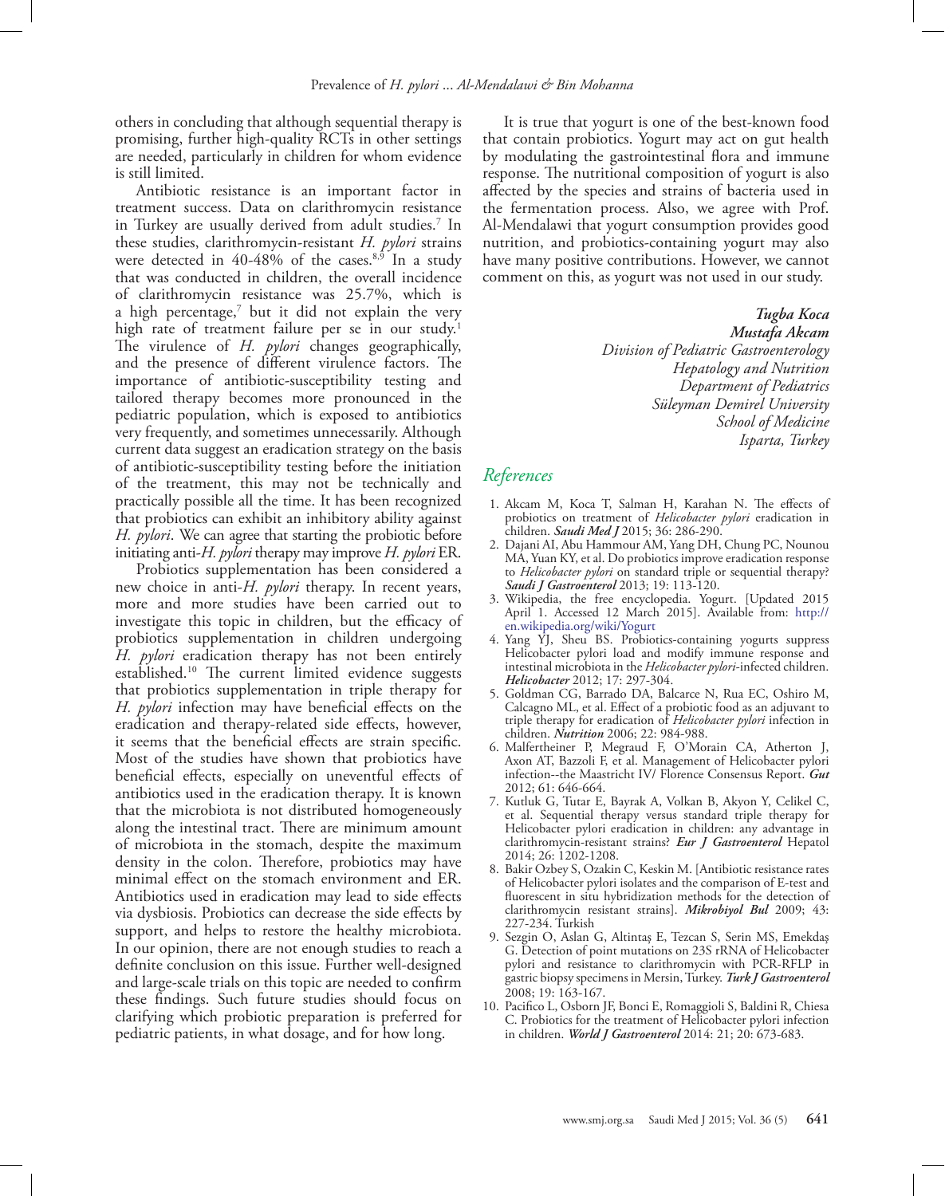others in concluding that although sequential therapy is promising, further high-quality RCTs in other settings are needed, particularly in children for whom evidence is still limited.

Antibiotic resistance is an important factor in treatment success. Data on clarithromycin resistance in Turkey are usually derived from adult studies.[7] In these studies, clarithromycin-resistant *H. pylori* strains were detected in 40-48% of the cases.[8,9] In a study that was conducted in children, the overall incidence of clarithromycin resistance was 25.7%, which is a high percentage,[7] but it did not explain the very high rate of treatment failure per se in our study.[1] The virulence of *H. pylori* changes geographically, and the presence of different virulence factors. The importance of antibiotic-susceptibility testing and tailored therapy becomes more pronounced in the pediatric population, which is exposed to antibiotics very frequently, and sometimes unnecessarily. Although current data suggest an eradication strategy on the basis of antibiotic-susceptibility testing before the initiation of the treatment, this may not be technically and practically possible all the time. It has been recognized that probiotics can exhibit an inhibitory ability against *H. pylori*. We can agree that starting the probiotic before initiating anti-*H. pylori* therapy may improve *H. pylori* ER.

Probiotics supplementation has been considered a new choice in anti-*H. pylori* therapy. In recent years, more and more studies have been carried out to investigate this topic in children, but the efficacy of probiotics supplementation in children undergoing *H. pylori* eradication therapy has not been entirely established.[10] The current limited evidence suggests that probiotics supplementation in triple therapy for *H. pylori* infection may have beneficial effects on the eradication and therapy-related side effects, however, it seems that the beneficial effects are strain specific. Most of the studies have shown that probiotics have beneficial effects, especially on uneventful effects of antibiotics used in the eradication therapy. It is known that the microbiota is not distributed homogeneously along the intestinal tract. There are minimum amount of microbiota in the stomach, despite the maximum density in the colon. Therefore, probiotics may have minimal effect on the stomach environment and ER. Antibiotics used in eradication may lead to side effects via dysbiosis. Probiotics can decrease the side effects by support, and helps to restore the healthy microbiota. In our opinion, there are not enough studies to reach a definite conclusion on this issue. Further well-designed and large-scale trials on this topic are needed to confirm these findings. Such future studies should focus on clarifying which probiotic preparation is preferred for pediatric patients, in what dosage, and for how long.

It is true that yogurt is one of the best-known food that contain probiotics. Yogurt may act on gut health by modulating the gastrointestinal flora and immune response. The nutritional composition of yogurt is also affected by the species and strains of bacteria used in the fermentation process. Also, we agree with Prof. Al-Mendalawi that yogurt consumption provides good nutrition, and probiotics-containing yogurt may also have many positive contributions. However, we cannot comment on this, as yogurt was not used in our study.

***Tugba Koca***
***Mustafa Akcam***
*Division of Pediatric Gastroenterology*
*Hepatology and Nutrition*
*Department of Pediatrics*
*Süleyman Demirel University*
*School of Medicine*
*Isparta, Turkey*

## References

1. Akcam M, Koca T, Salman H, Karahan N. The effects of probiotics on treatment of *Helicobacter pylori* eradication in children. ***Saudi Med J*** 2015; 36: 286-290.
2. Dajani AI, Abu Hammour AM, Yang DH, Chung PC, Nounou MA, Yuan KY, et al. Do probiotics improve eradication response to *Helicobacter pylori* on standard triple or sequential therapy? ***Saudi J Gastroenterol*** 2013; 19: 113-120.
3. Wikipedia, the free encyclopedia. Yogurt. [Updated 2015 April 1. Accessed 12 March 2015]. Available from: http://en.wikipedia.org/wiki/Yogurt
4. Yang YJ, Sheu BS. Probiotics-containing yogurts suppress Helicobacter pylori load and modify immune response and intestinal microbiota in the *Helicobacter pylori*-infected children. ***Helicobacter*** 2012; 17: 297-304.
5. Goldman CG, Barrado DA, Balcarce N, Rua EC, Oshiro M, Calcagno ML, et al. Effect of a probiotic food as an adjuvant to triple therapy for eradication of *Helicobacter pylori* infection in children. ***Nutrition*** 2006; 22: 984-988.
6. Malfertheiner P, Megraud F, O'Morain CA, Atherton J, Axon AT, Bazzoli F, et al. Management of Helicobacter pylori infection--the Maastricht IV/ Florence Consensus Report. ***Gut*** 2012; 61: 646-664.
7. Kutluk G, Tutar E, Bayrak A, Volkan B, Akyon Y, Celikel C, et al. Sequential therapy versus standard triple therapy for Helicobacter pylori eradication in children: any advantage in clarithromycin-resistant strains? ***Eur J Gastroenterol*** Hepatol 2014; 26: 1202-1208.
8. Bakir Ozbey S, Ozakin C, Keskin M. [Antibiotic resistance rates of Helicobacter pylori isolates and the comparison of E-test and fluorescent in situ hybridization methods for the detection of clarithromycin resistant strains]. ***Mikrobiyol Bul*** 2009; 43: 227-234. Turkish
9. Sezgin O, Aslan G, Altintaş E, Tezcan S, Serin MS, Emekdaş G. Detection of point mutations on 23S rRNA of Helicobacter pylori and resistance to clarithromycin with PCR-RFLP in gastric biopsy specimens in Mersin, Turkey. ***Turk J Gastroenterol*** 2008; 19: 163-167.
10. Pacifico L, Osborn JF, Bonci E, Romaggioli S, Baldini R, Chiesa C. Probiotics for the treatment of Helicobacter pylori infection in children. ***World J Gastroenterol*** 2014: 21; 20: 673-683.